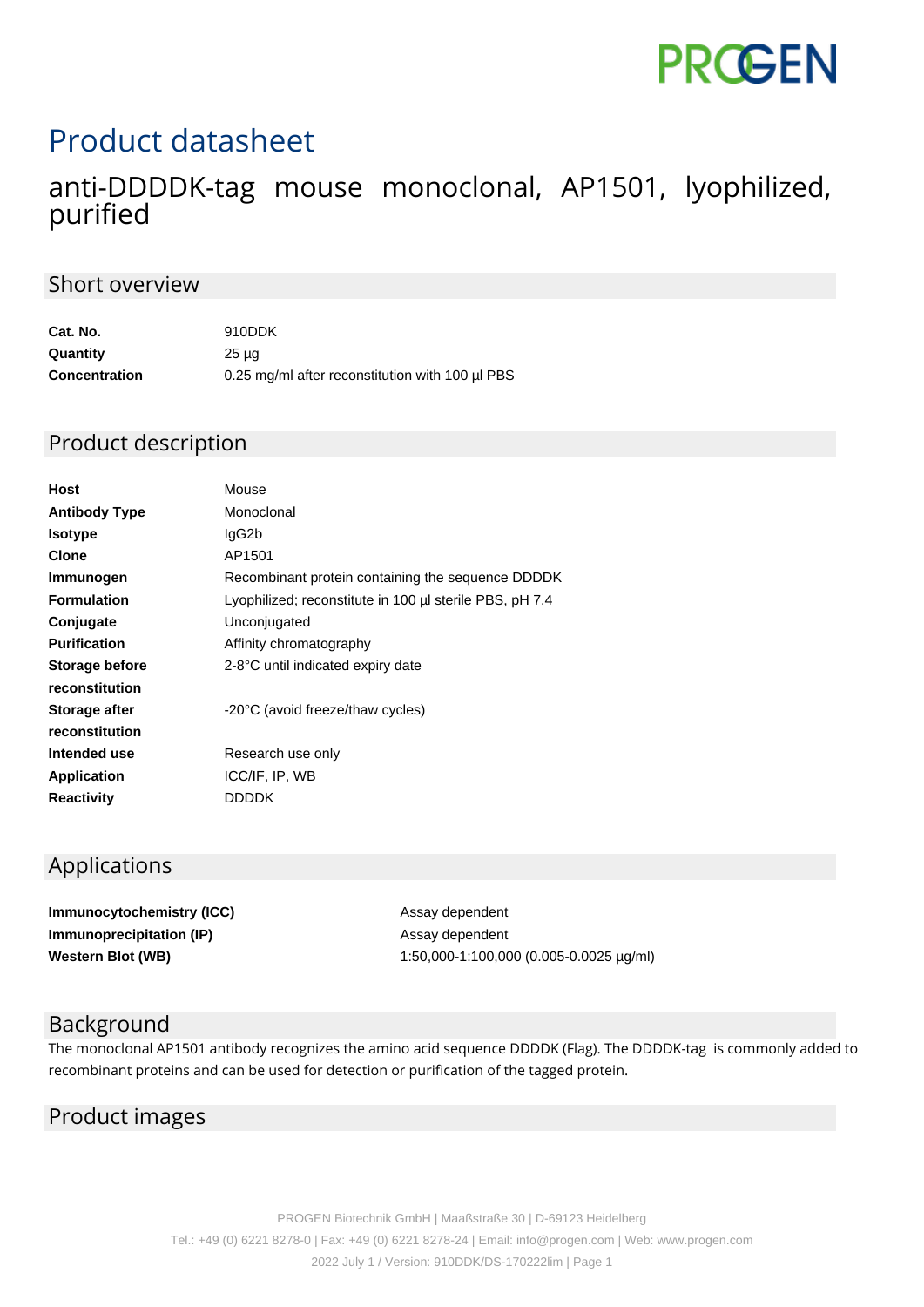PROGEN

# Product datasheet

## anti-DDDDK-tag mouse monoclonal, AP1501, lyophilized, purified

## Short overview

| | |
|---|---|
| **Cat. No.** | 910DDK |
| **Quantity** | 25 µg |
| **Concentration** | 0.25 mg/ml after reconstitution with 100 µl PBS |

## Product description

| | |
|---|---|
| **Host** | Mouse |
| **Antibody Type** | Monoclonal |
| **Isotype** | IgG2b |
| **Clone** | AP1501 |
| **Immunogen** | Recombinant protein containing the sequence DDDDK |
| **Formulation** | Lyophilized; reconstitute in 100 µl sterile PBS, pH 7.4 |
| **Conjugate** | Unconjugated |
| **Purification** | Affinity chromatography |
| **Storage before reconstitution** | 2-8°C until indicated expiry date |
| **Storage after reconstitution** | -20°C (avoid freeze/thaw cycles) |
| **Intended use** | Research use only |
| **Application** | ICC/IF, IP, WB |
| **Reactivity** | DDDDK |

## Applications

| | |
|---|---|
| **Immunocytochemistry (ICC)** | Assay dependent |
| **Immunoprecipitation (IP)** | Assay dependent |
| **Western Blot (WB)** | 1:50,000-1:100,000 (0.005-0.0025 µg/ml) |

## Background

The monoclonal AP1501 antibody recognizes the amino acid sequence DDDDK (Flag). The DDDDK-tag is commonly added to recombinant proteins and can be used for detection or purification of the tagged protein.

## Product images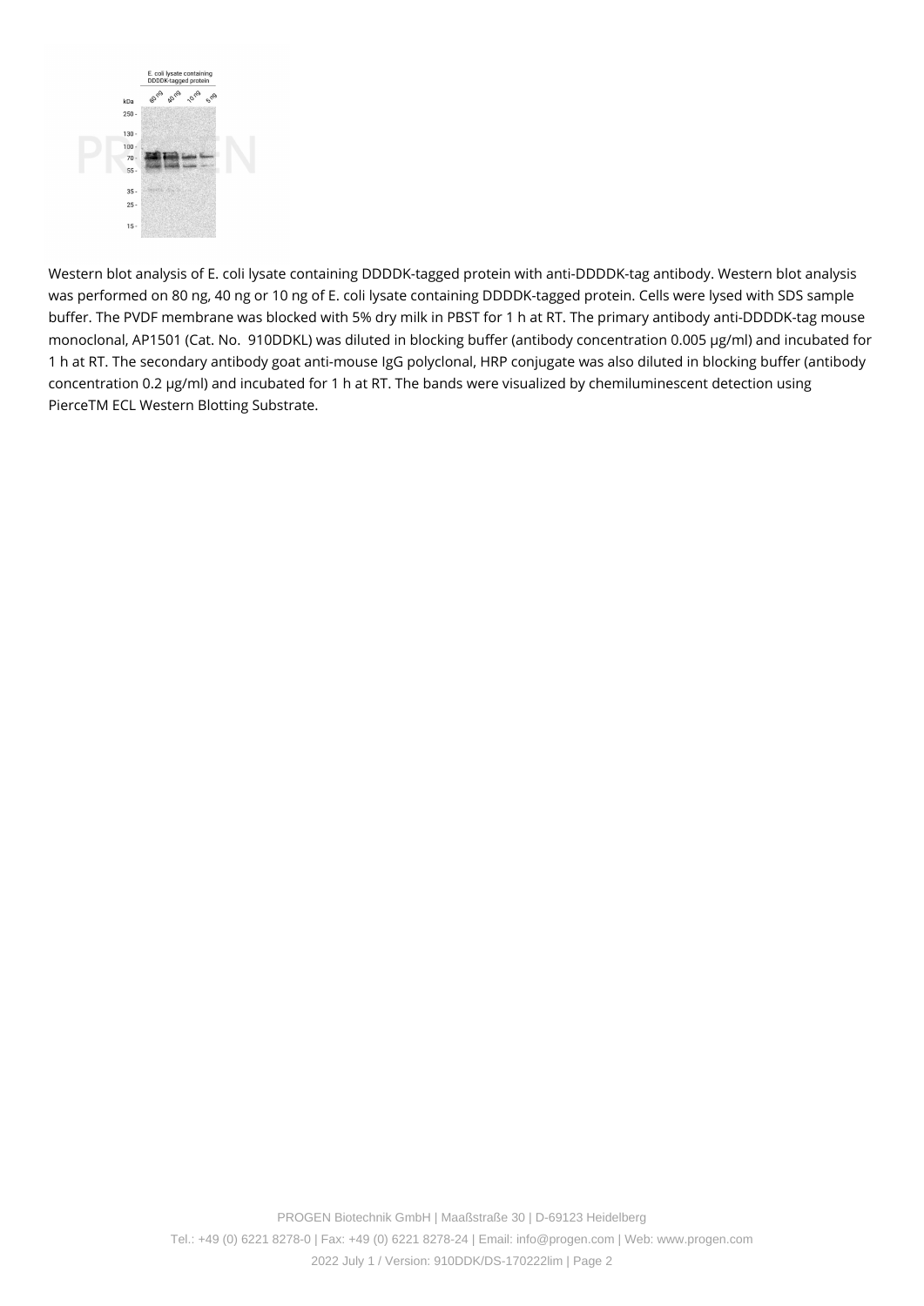E. coli lysate containing DDDDK-tagged protein

kDa

80 ng 40 ng 10 ng 5 ng

250 -
130 -
100 -
70 -
55 -
35 -
25 -
15 -

Western blot analysis of E. coli lysate containing DDDDK-tagged protein with anti-DDDDK-tag antibody. Western blot analysis was performed on 80 ng, 40 ng or 10 ng of E. coli lysate containing DDDDK-tagged protein. Cells were lysed with SDS sample buffer. The PVDF membrane was blocked with 5% dry milk in PBST for 1 h at RT. The primary antibody anti-DDDDK-tag mouse monoclonal, AP1501 (Cat. No. 910DDKL) was diluted in blocking buffer (antibody concentration 0.005 µg/ml) and incubated for 1 h at RT. The secondary antibody goat anti-mouse IgG polyclonal, HRP conjugate was also diluted in blocking buffer (antibody concentration 0.2 µg/ml) and incubated for 1 h at RT. The bands were visualized by chemiluminescent detection using PierceTM ECL Western Blotting Substrate.

PROGEN Biotechnik GmbH | Maaßstraße 30 | D-69123 Heidelberg
Tel.: +49 (0) 6221 8278-0 | Fax: +49 (0) 6221 8278-24 | Email: info@progen.com | Web: www.progen.com
2022 July 1 / Version: 910DDK/DS-170222lim